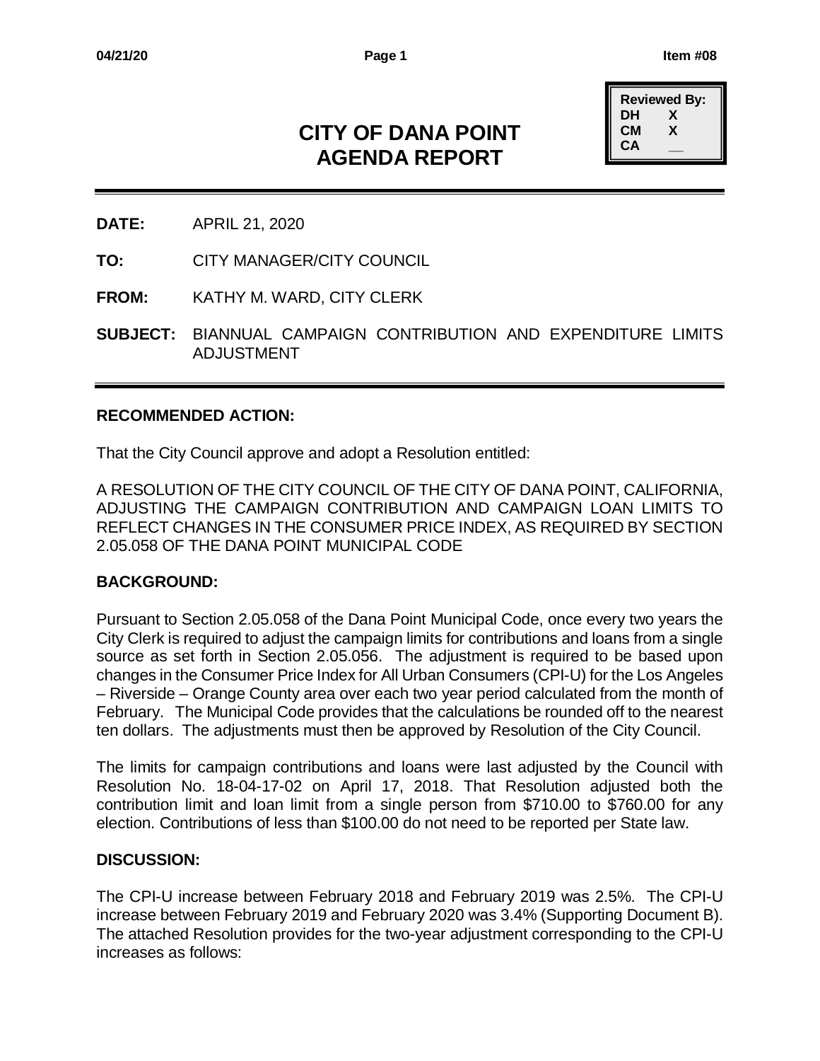| Reviewed By: | |
| --- | --- |
| DH | X |
| CM | X |
| CA | __ |

# CITY OF DANA POINT AGENDA REPORT

**DATE:** APRIL 21, 2020

**TO:** CITY MANAGER/CITY COUNCIL

**FROM:** KATHY M. WARD, CITY CLERK

**SUBJECT:** BIANNUAL CAMPAIGN CONTRIBUTION AND EXPENDITURE LIMITS ADJUSTMENT

## RECOMMENDED ACTION:

That the City Council approve and adopt a Resolution entitled:

A RESOLUTION OF THE CITY COUNCIL OF THE CITY OF DANA POINT, CALIFORNIA, ADJUSTING THE CAMPAIGN CONTRIBUTION AND CAMPAIGN LOAN LIMITS TO REFLECT CHANGES IN THE CONSUMER PRICE INDEX, AS REQUIRED BY SECTION 2.05.058 OF THE DANA POINT MUNICIPAL CODE

## BACKGROUND:

Pursuant to Section 2.05.058 of the Dana Point Municipal Code, once every two years the City Clerk is required to adjust the campaign limits for contributions and loans from a single source as set forth in Section 2.05.056. The adjustment is required to be based upon changes in the Consumer Price Index for All Urban Consumers (CPI-U) for the Los Angeles – Riverside – Orange County area over each two year period calculated from the month of February. The Municipal Code provides that the calculations be rounded off to the nearest ten dollars. The adjustments must then be approved by Resolution of the City Council.

The limits for campaign contributions and loans were last adjusted by the Council with Resolution No. 18-04-17-02 on April 17, 2018. That Resolution adjusted both the contribution limit and loan limit from a single person from $710.00 to $760.00 for any election. Contributions of less than $100.00 do not need to be reported per State law.

## DISCUSSION:

The CPI-U increase between February 2018 and February 2019 was 2.5%. The CPI-U increase between February 2019 and February 2020 was 3.4% (Supporting Document B). The attached Resolution provides for the two-year adjustment corresponding to the CPI-U increases as follows: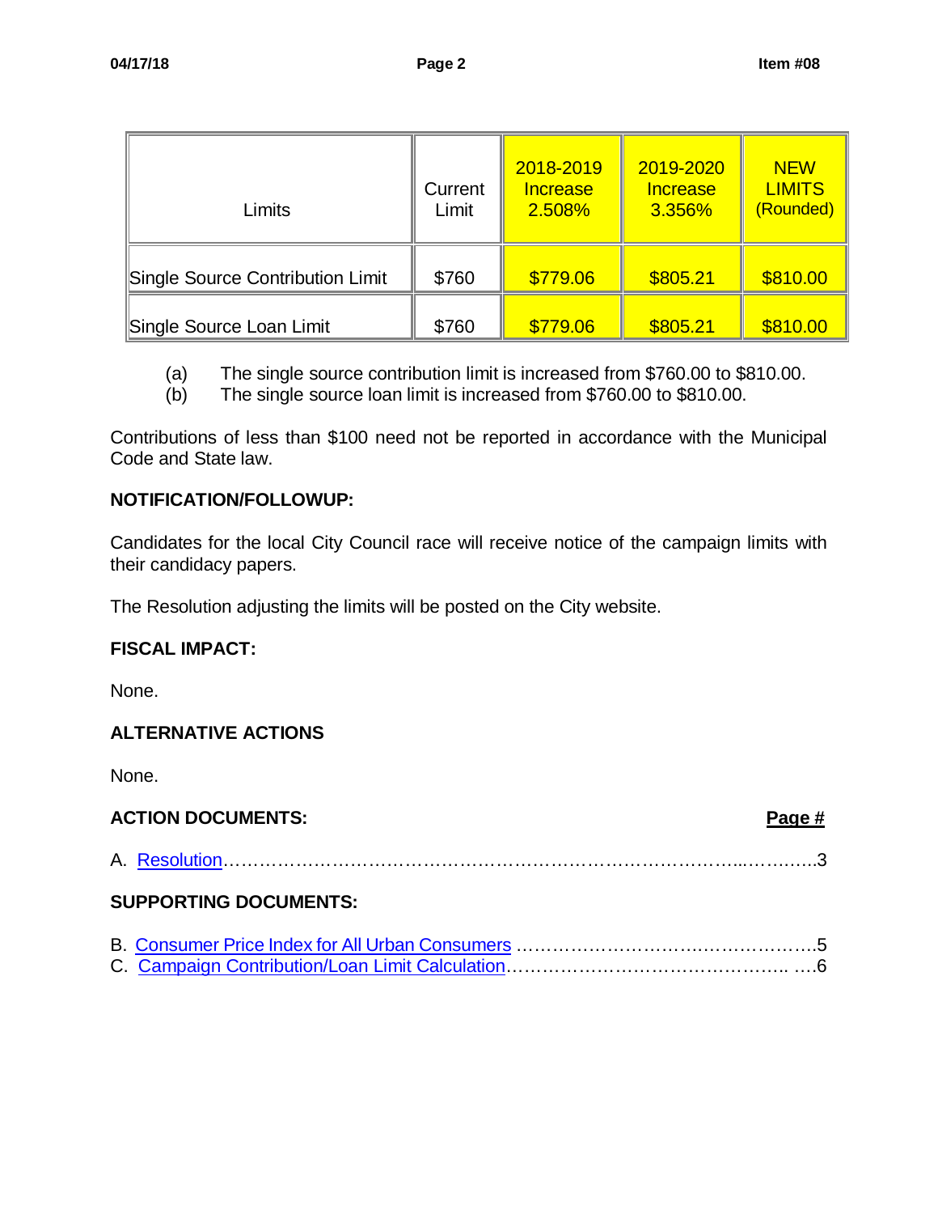| Limits | Current Limit | 2018-2019 Increase 2.508% | 2019-2020 Increase 3.356% | NEW LIMITS (Rounded) |
|---|---|---|---|---|
| Single Source Contribution Limit | $760 | $779.06 | $805.21 | $810.00 |
| Single Source Loan Limit | $760 | $779.06 | $805.21 | $810.00 |

(a) The single source contribution limit is increased from $760.00 to $810.00.
(b) The single source loan limit is increased from $760.00 to $810.00.

Contributions of less than $100 need not be reported in accordance with the Municipal Code and State law.

**NOTIFICATION/FOLLOWUP:**

Candidates for the local City Council race will receive notice of the campaign limits with their candidacy papers.

The Resolution adjusting the limits will be posted on the City website.

**FISCAL IMPACT:**

None.

**ALTERNATIVE ACTIONS**

None.

**ACTION DOCUMENTS:** **Page #**

A. Resolution……………………………………………………………………………...……..…..3

**SUPPORTING DOCUMENTS:**

B. Consumer Price Index for All Urban Consumers …………………………..……………….5
C. Campaign Contribution/Loan Limit Calculation………………………………………….. ….6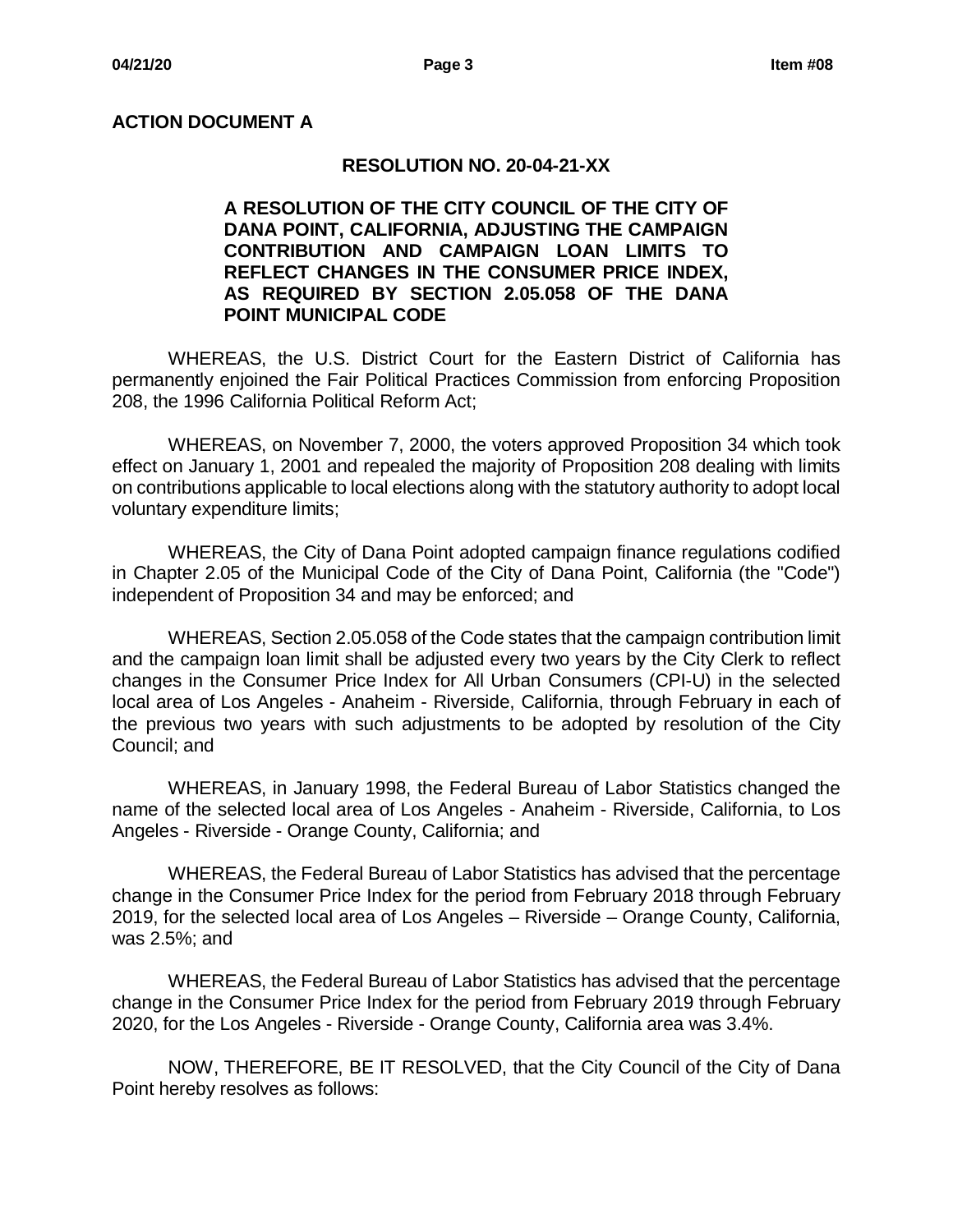**ACTION DOCUMENT A**

**RESOLUTION NO. 20-04-21-XX**

**A RESOLUTION OF THE CITY COUNCIL OF THE CITY OF DANA POINT, CALIFORNIA, ADJUSTING THE CAMPAIGN CONTRIBUTION AND CAMPAIGN LOAN LIMITS TO REFLECT CHANGES IN THE CONSUMER PRICE INDEX, AS REQUIRED BY SECTION 2.05.058 OF THE DANA POINT MUNICIPAL CODE**

WHEREAS, the U.S. District Court for the Eastern District of California has permanently enjoined the Fair Political Practices Commission from enforcing Proposition 208, the 1996 California Political Reform Act;

WHEREAS, on November 7, 2000, the voters approved Proposition 34 which took effect on January 1, 2001 and repealed the majority of Proposition 208 dealing with limits on contributions applicable to local elections along with the statutory authority to adopt local voluntary expenditure limits;

WHEREAS, the City of Dana Point adopted campaign finance regulations codified in Chapter 2.05 of the Municipal Code of the City of Dana Point, California (the "Code") independent of Proposition 34 and may be enforced; and

WHEREAS, Section 2.05.058 of the Code states that the campaign contribution limit and the campaign loan limit shall be adjusted every two years by the City Clerk to reflect changes in the Consumer Price Index for All Urban Consumers (CPI-U) in the selected local area of Los Angeles - Anaheim - Riverside, California, through February in each of the previous two years with such adjustments to be adopted by resolution of the City Council; and

WHEREAS, in January 1998, the Federal Bureau of Labor Statistics changed the name of the selected local area of Los Angeles - Anaheim - Riverside, California, to Los Angeles - Riverside - Orange County, California; and

WHEREAS, the Federal Bureau of Labor Statistics has advised that the percentage change in the Consumer Price Index for the period from February 2018 through February 2019, for the selected local area of Los Angeles – Riverside – Orange County, California, was 2.5%; and

WHEREAS, the Federal Bureau of Labor Statistics has advised that the percentage change in the Consumer Price Index for the period from February 2019 through February 2020, for the Los Angeles - Riverside - Orange County, California area was 3.4%.

NOW, THEREFORE, BE IT RESOLVED, that the City Council of the City of Dana Point hereby resolves as follows: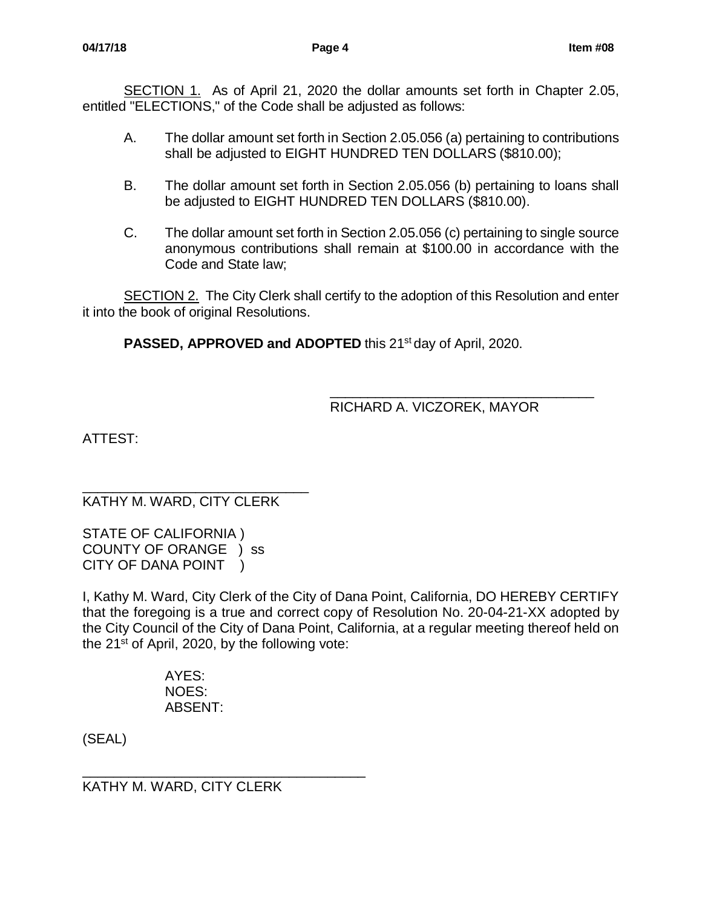<u>SECTION 1.</u> As of April 21, 2020 the dollar amounts set forth in Chapter 2.05, entitled "ELECTIONS," of the Code shall be adjusted as follows:

A. The dollar amount set forth in Section 2.05.056 (a) pertaining to contributions shall be adjusted to EIGHT HUNDRED TEN DOLLARS ($810.00);

B. The dollar amount set forth in Section 2.05.056 (b) pertaining to loans shall be adjusted to EIGHT HUNDRED TEN DOLLARS ($810.00).

C. The dollar amount set forth in Section 2.05.056 (c) pertaining to single source anonymous contributions shall remain at $100.00 in accordance with the Code and State law;

<u>SECTION 2.</u> The City Clerk shall certify to the adoption of this Resolution and enter it into the book of original Resolutions.

**PASSED, APPROVED and ADOPTED** this 21st day of April, 2020.

___________________________________
RICHARD A. VICZOREK, MAYOR

ATTEST:

______________________________
KATHY M. WARD, CITY CLERK

STATE OF CALIFORNIA )
COUNTY OF ORANGE ) ss
CITY OF DANA POINT )

I, Kathy M. Ward, City Clerk of the City of Dana Point, California, DO HEREBY CERTIFY that the foregoing is a true and correct copy of Resolution No. 20-04-21-XX adopted by the City Council of the City of Dana Point, California, at a regular meeting thereof held on the 21st of April, 2020, by the following vote:

AYES:
NOES:
ABSENT:

(SEAL)

_____________________________________
KATHY M. WARD, CITY CLERK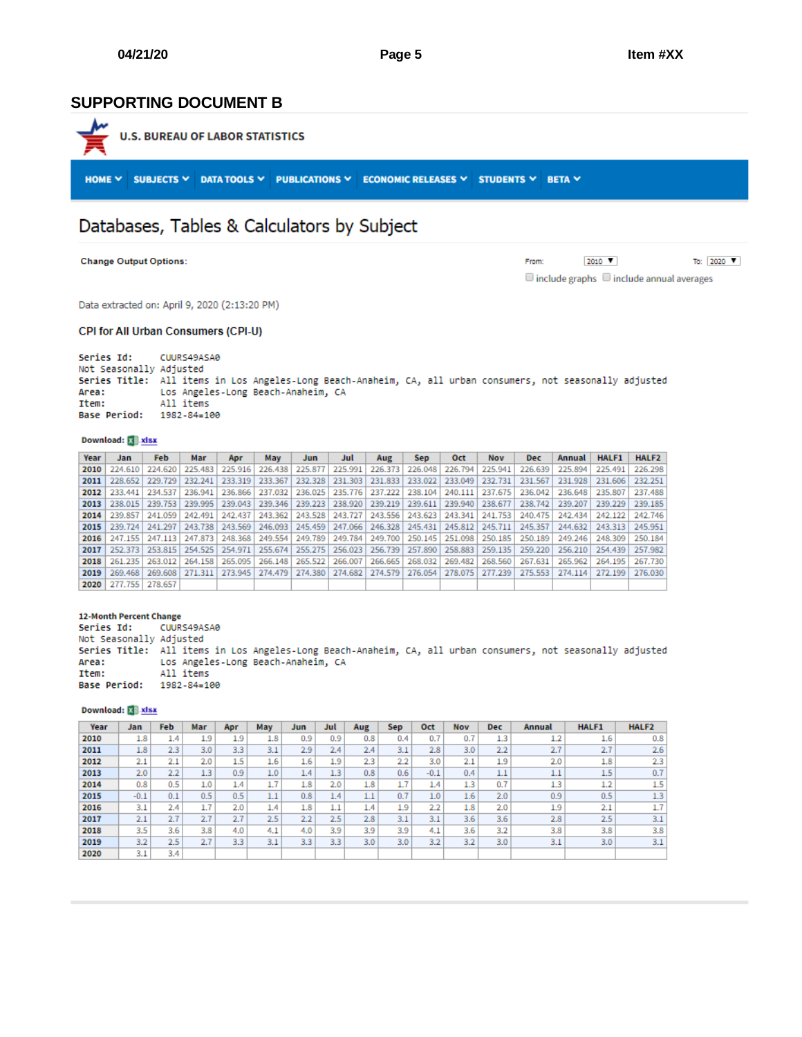## SUPPORTING DOCUMENT B

U.S. BUREAU OF LABOR STATISTICS

HOME | SUBJECTS | DATA TOOLS | PUBLICATIONS | ECONOMIC RELEASES | STUDENTS | BETA

# Databases, Tables & Calculators by Subject

**Change Output Options:**

From: 2010 To: 2020

include graphs include annual averages

Data extracted on: April 9, 2020 (2:13:20 PM)

### CPI for All Urban Consumers (CPI-U)

```
Series Id:      CUURS49ASA0
Not Seasonally Adjusted
Series Title:   All items in Los Angeles-Long Beach-Anaheim, CA, all urban consumers, not seasonally adjusted
Area:           Los Angeles-Long Beach-Anaheim, CA
Item:           All items
Base Period:    1982-84=100
```

**Download:** xlsx

| Year | Jan | Feb | Mar | Apr | May | Jun | Jul | Aug | Sep | Oct | Nov | Dec | Annual | HALF1 | HALF2 |
|---|---|---|---|---|---|---|---|---|---|---|---|---|---|---|---|
| 2010 | 224.610 | 224.620 | 225.483 | 225.916 | 226.438 | 225.877 | 225.991 | 226.373 | 226.048 | 226.794 | 225.941 | 226.639 | 225.894 | 225.491 | 226.298 |
| 2011 | 228.652 | 229.729 | 232.241 | 233.319 | 233.367 | 232.328 | 231.303 | 231.833 | 233.022 | 233.049 | 232.731 | 231.567 | 231.928 | 231.606 | 232.251 |
| 2012 | 233.441 | 234.537 | 236.941 | 236.866 | 237.032 | 236.025 | 235.776 | 237.222 | 238.104 | 240.111 | 237.675 | 236.042 | 236.648 | 235.807 | 237.488 |
| 2013 | 238.015 | 239.753 | 239.995 | 239.043 | 239.346 | 239.223 | 238.920 | 239.219 | 239.611 | 239.940 | 238.677 | 238.742 | 239.207 | 239.229 | 239.185 |
| 2014 | 239.857 | 241.059 | 242.491 | 242.437 | 243.362 | 243.528 | 243.727 | 243.556 | 243.623 | 243.341 | 241.753 | 240.475 | 242.434 | 242.122 | 242.746 |
| 2015 | 239.724 | 241.297 | 243.738 | 243.569 | 246.093 | 245.459 | 247.066 | 246.328 | 245.431 | 245.812 | 245.711 | 245.357 | 244.632 | 243.313 | 245.951 |
| 2016 | 247.155 | 247.113 | 247.873 | 248.368 | 249.554 | 249.789 | 249.784 | 249.700 | 250.145 | 251.098 | 250.185 | 250.189 | 249.246 | 248.309 | 250.184 |
| 2017 | 252.373 | 253.815 | 254.525 | 254.971 | 255.674 | 255.275 | 256.023 | 256.739 | 257.890 | 258.883 | 259.135 | 259.220 | 256.210 | 254.439 | 257.982 |
| 2018 | 261.235 | 263.012 | 264.158 | 265.095 | 266.148 | 265.522 | 266.007 | 266.665 | 268.032 | 269.482 | 268.560 | 267.631 | 265.962 | 264.195 | 267.730 |
| 2019 | 269.468 | 269.608 | 271.311 | 273.945 | 274.479 | 274.380 | 274.682 | 274.579 | 276.054 | 278.075 | 277.239 | 275.553 | 274.114 | 272.199 | 276.030 |
| 2020 | 277.755 | 278.657 | | | | | | | | | | | | | |

**12-Month Percent Change**

```
Series Id:      CUURS49ASA0
Not Seasonally Adjusted
Series Title:   All items in Los Angeles-Long Beach-Anaheim, CA, all urban consumers, not seasonally adjusted
Area:           Los Angeles-Long Beach-Anaheim, CA
Item:           All items
Base Period:    1982-84=100
```

**Download:** xlsx

| Year | Jan | Feb | Mar | Apr | May | Jun | Jul | Aug | Sep | Oct | Nov | Dec | Annual | HALF1 | HALF2 |
|---|---|---|---|---|---|---|---|---|---|---|---|---|---|---|---|
| 2010 | 1.8 | 1.4 | 1.9 | 1.9 | 1.8 | 0.9 | 0.9 | 0.8 | 0.4 | 0.7 | 0.7 | 1.3 | 1.2 | 1.6 | 0.8 |
| 2011 | 1.8 | 2.3 | 3.0 | 3.3 | 3.1 | 2.9 | 2.4 | 2.4 | 3.1 | 2.8 | 3.0 | 2.2 | 2.7 | 2.7 | 2.6 |
| 2012 | 2.1 | 2.1 | 2.0 | 1.5 | 1.6 | 1.6 | 1.9 | 2.3 | 2.2 | 3.0 | 2.1 | 1.9 | 2.0 | 1.8 | 2.3 |
| 2013 | 2.0 | 2.2 | 1.3 | 0.9 | 1.0 | 1.4 | 1.3 | 0.8 | 0.6 | -0.1 | 0.4 | 1.1 | 1.1 | 1.5 | 0.7 |
| 2014 | 0.8 | 0.5 | 1.0 | 1.4 | 1.7 | 1.8 | 2.0 | 1.8 | 1.7 | 1.4 | 1.3 | 0.7 | 1.3 | 1.2 | 1.5 |
| 2015 | -0.1 | 0.1 | 0.5 | 0.5 | 1.1 | 0.8 | 1.4 | 1.1 | 0.7 | 1.0 | 1.6 | 2.0 | 0.9 | 0.5 | 1.3 |
| 2016 | 3.1 | 2.4 | 1.7 | 2.0 | 1.4 | 1.8 | 1.1 | 1.4 | 1.9 | 2.2 | 1.8 | 2.0 | 1.9 | 2.1 | 1.7 |
| 2017 | 2.1 | 2.7 | 2.7 | 2.7 | 2.5 | 2.2 | 2.5 | 2.8 | 3.1 | 3.1 | 3.6 | 3.6 | 2.8 | 2.5 | 3.1 |
| 2018 | 3.5 | 3.6 | 3.8 | 4.0 | 4.1 | 4.0 | 3.9 | 3.9 | 3.9 | 4.1 | 3.6 | 3.2 | 3.8 | 3.8 | 3.8 |
| 2019 | 3.2 | 2.5 | 2.7 | 3.3 | 3.1 | 3.3 | 3.3 | 3.0 | 3.0 | 3.2 | 3.2 | 3.0 | 3.1 | 3.0 | 3.1 |
| 2020 | 3.1 | 3.4 | | | | | | | | | | | | | |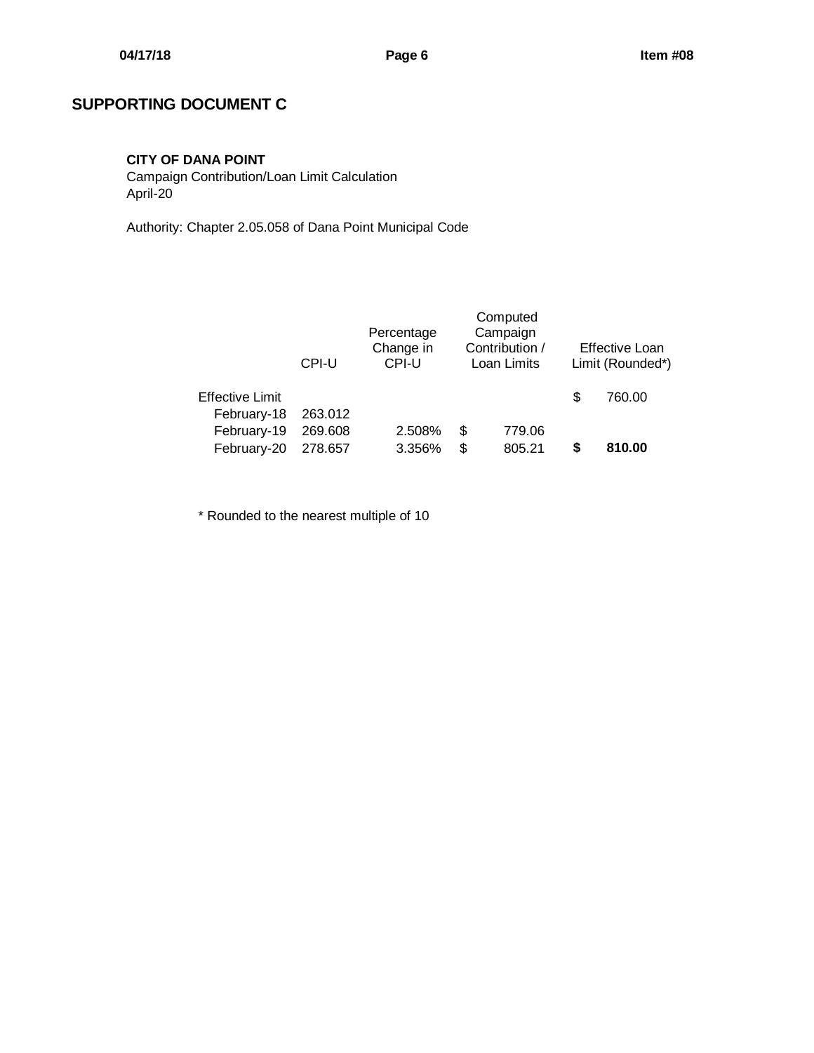## SUPPORTING DOCUMENT C

**CITY OF DANA POINT**
Campaign Contribution/Loan Limit Calculation
April-20

Authority: Chapter 2.05.058 of Dana Point Municipal Code

| | CPI-U | Percentage Change in CPI-U | Computed Campaign Contribution / Loan Limits | Effective Loan Limit (Rounded*) |
|---|---|---|---|---|
| Effective Limit | | | | $ 760.00 |
| February-18 | 263.012 | | | |
| February-19 | 269.608 | 2.508% | $ 779.06 | |
| February-20 | 278.657 | 3.356% | $ 805.21 | **$ 810.00** |

* Rounded to the nearest multiple of 10